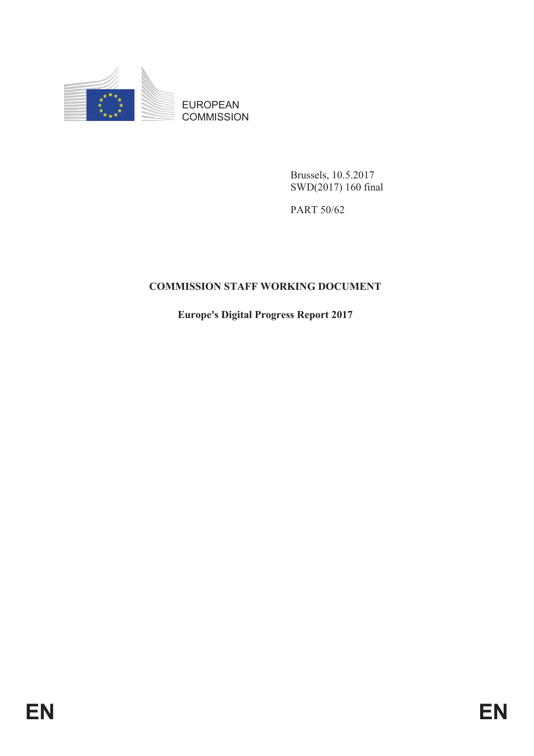EUROPEAN
COMMISSION

Brussels, 10.5.2017
SWD(2017) 160 final

PART 50/62

**COMMISSION STAFF WORKING DOCUMENT**

**Europe's Digital Progress Report 2017**

EN EN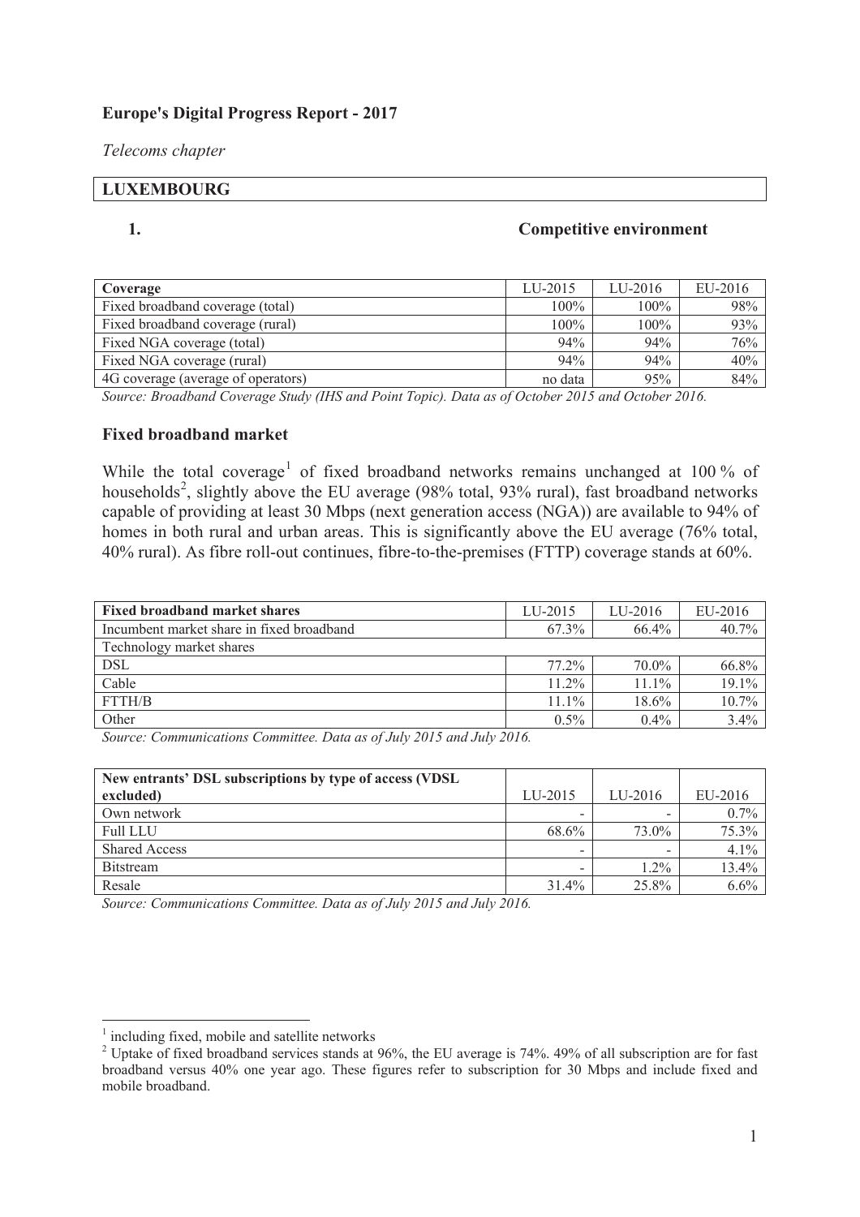**Europe's Digital Progress Report - 2017**

*Telecoms chapter*

## LUXEMBOURG

### 1. Competitive environment

| Coverage | LU-2015 | LU-2016 | EU-2016 |
|---|---|---|---|
| Fixed broadband coverage (total) | 100% | 100% | 98% |
| Fixed broadband coverage (rural) | 100% | 100% | 93% |
| Fixed NGA coverage (total) | 94% | 94% | 76% |
| Fixed NGA coverage (rural) | 94% | 94% | 40% |
| 4G coverage (average of operators) | no data | 95% | 84% |

*Source: Broadband Coverage Study (IHS and Point Topic). Data as of October 2015 and October 2016.*

**Fixed broadband market**

While the total coverage[1] of fixed broadband networks remains unchanged at 100 % of households[2], slightly above the EU average (98% total, 93% rural), fast broadband networks capable of providing at least 30 Mbps (next generation access (NGA)) are available to 94% of homes in both rural and urban areas. This is significantly above the EU average (76% total, 40% rural). As fibre roll-out continues, fibre-to-the-premises (FTTP) coverage stands at 60%.

| Fixed broadband market shares | LU-2015 | LU-2016 | EU-2016 |
|---|---|---|---|
| Incumbent market share in fixed broadband | 67.3% | 66.4% | 40.7% |
| Technology market shares | | | |
| DSL | 77.2% | 70.0% | 66.8% |
| Cable | 11.2% | 11.1% | 19.1% |
| FTTH/B | 11.1% | 18.6% | 10.7% |
| Other | 0.5% | 0.4% | 3.4% |

*Source: Communications Committee. Data as of July 2015 and July 2016.*

| New entrants' DSL subscriptions by type of access (VDSL excluded) | LU-2015 | LU-2016 | EU-2016 |
|---|---|---|---|
| Own network | - | - | 0.7% |
| Full LLU | 68.6% | 73.0% | 75.3% |
| Shared Access | - | - | 4.1% |
| Bitstream | - | 1.2% | 13.4% |
| Resale | 31.4% | 25.8% | 6.6% |

*Source: Communications Committee. Data as of July 2015 and July 2016.*

[1] including fixed, mobile and satellite networks

[2] Uptake of fixed broadband services stands at 96%, the EU average is 74%. 49% of all subscription are for fast broadband versus 40% one year ago. These figures refer to subscription for 30 Mbps and include fixed and mobile broadband.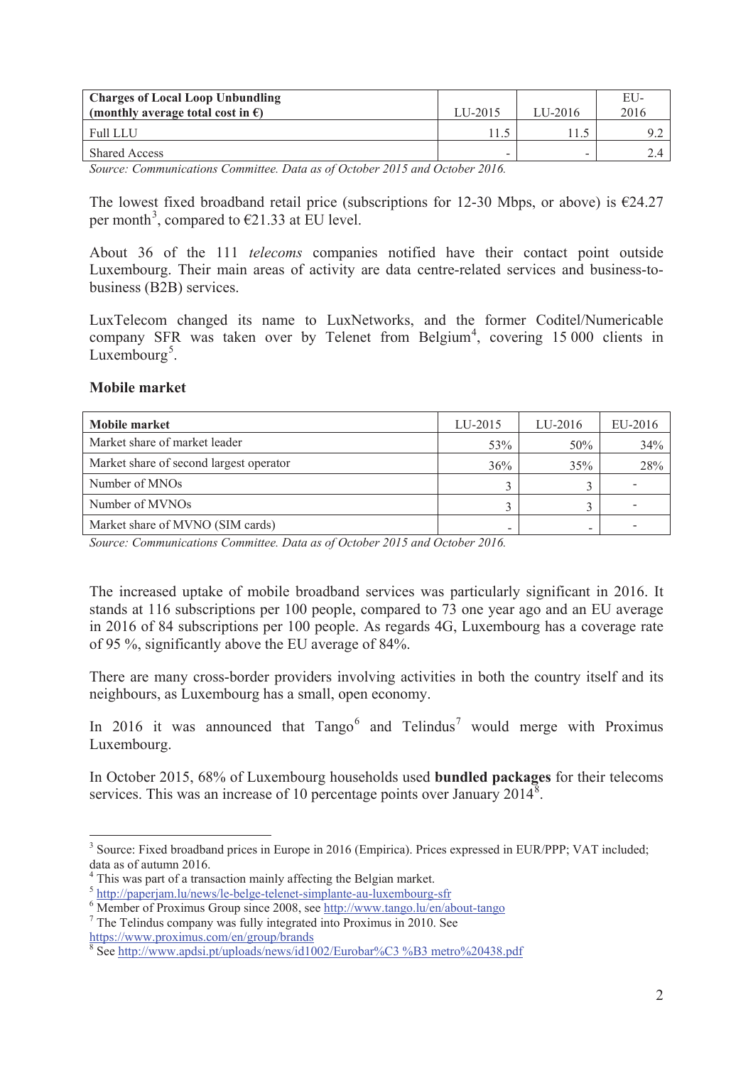| **Charges of Local Loop Unbundling (monthly average total cost in €)** | LU-2015 | LU-2016 | EU-2016 |
|---|---|---|---|
| Full LLU | 11.5 | 11.5 | 9.2 |
| Shared Access | - | - | 2.4 |

*Source: Communications Committee. Data as of October 2015 and October 2016.*

The lowest fixed broadband retail price (subscriptions for 12-30 Mbps, or above) is €24.27 per month[3], compared to €21.33 at EU level.

About 36 of the 111 *telecoms* companies notified have their contact point outside Luxembourg. Their main areas of activity are data centre-related services and business-to-business (B2B) services.

LuxTelecom changed its name to LuxNetworks, and the former Coditel/Numericable company SFR was taken over by Telenet from Belgium[4], covering 15 000 clients in Luxembourg[5].

### Mobile market

| **Mobile market** | LU-2015 | LU-2016 | EU-2016 |
|---|---|---|---|
| Market share of market leader | 53% | 50% | 34% |
| Market share of second largest operator | 36% | 35% | 28% |
| Number of MNOs | 3 | 3 | - |
| Number of MVNOs | 3 | 3 | - |
| Market share of MVNO (SIM cards) | - | - | - |

*Source: Communications Committee. Data as of October 2015 and October 2016.*

The increased uptake of mobile broadband services was particularly significant in 2016. It stands at 116 subscriptions per 100 people, compared to 73 one year ago and an EU average in 2016 of 84 subscriptions per 100 people. As regards 4G, Luxembourg has a coverage rate of 95 %, significantly above the EU average of 84%.

There are many cross-border providers involving activities in both the country itself and its neighbours, as Luxembourg has a small, open economy.

In 2016 it was announced that Tango[6] and Telindus[7] would merge with Proximus Luxembourg.

In October 2015, 68% of Luxembourg households used **bundled packages** for their telecoms services. This was an increase of 10 percentage points over January 2014[8].

---

[3] Source: Fixed broadband prices in Europe in 2016 (Empirica). Prices expressed in EUR/PPP; VAT included; data as of autumn 2016.

[4] This was part of a transaction mainly affecting the Belgian market.

[5] http://paperjam.lu/news/le-belge-telenet-simplante-au-luxembourg-sfr

[6] Member of Proximus Group since 2008, see http://www.tango.lu/en/about-tango

[7] The Telindus company was fully integrated into Proximus in 2010. See https://www.proximus.com/en/group/brands

[8] See http://www.apdsi.pt/uploads/news/id1002/Eurobar%C3 %B3 metro%20438.pdf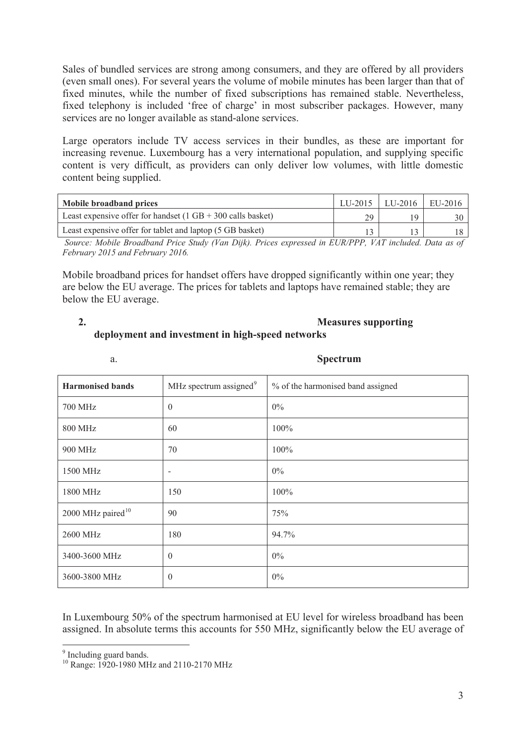Sales of bundled services are strong among consumers, and they are offered by all providers (even small ones). For several years the volume of mobile minutes has been larger than that of fixed minutes, while the number of fixed subscriptions has remained stable. Nevertheless, fixed telephony is included 'free of charge' in most subscriber packages. However, many services are no longer available as stand-alone services.

Large operators include TV access services in their bundles, as these are important for increasing revenue. Luxembourg has a very international population, and supplying specific content is very difficult, as providers can only deliver low volumes, with little domestic content being supplied.

| Mobile broadband prices | LU-2015 | LU-2016 | EU-2016 |
|---|---|---|---|
| Least expensive offer for handset (1 GB + 300 calls basket) | 29 | 19 | 30 |
| Least expensive offer for tablet and laptop (5 GB basket) | 13 | 13 | 18 |

*Source: Mobile Broadband Price Study (Van Dijk). Prices expressed in EUR/PPP, VAT included. Data as of February 2015 and February 2016.*

Mobile broadband prices for handset offers have dropped significantly within one year; they are below the EU average. The prices for tablets and laptops have remained stable; they are below the EU average.

## 2. Measures supporting deployment and investment in high-speed networks

### a. Spectrum

| Harmonised bands | MHz spectrum assigned[9] | % of the harmonised band assigned |
|---|---|---|
| 700 MHz | 0 | 0% |
| 800 MHz | 60 | 100% |
| 900 MHz | 70 | 100% |
| 1500 MHz | - | 0% |
| 1800 MHz | 150 | 100% |
| 2000 MHz paired[10] | 90 | 75% |
| 2600 MHz | 180 | 94.7% |
| 3400-3600 MHz | 0 | 0% |
| 3600-3800 MHz | 0 | 0% |

In Luxembourg 50% of the spectrum harmonised at EU level for wireless broadband has been assigned. In absolute terms this accounts for 550 MHz, significantly below the EU average of

[9] Including guard bands.

[10] Range: 1920-1980 MHz and 2110-2170 MHz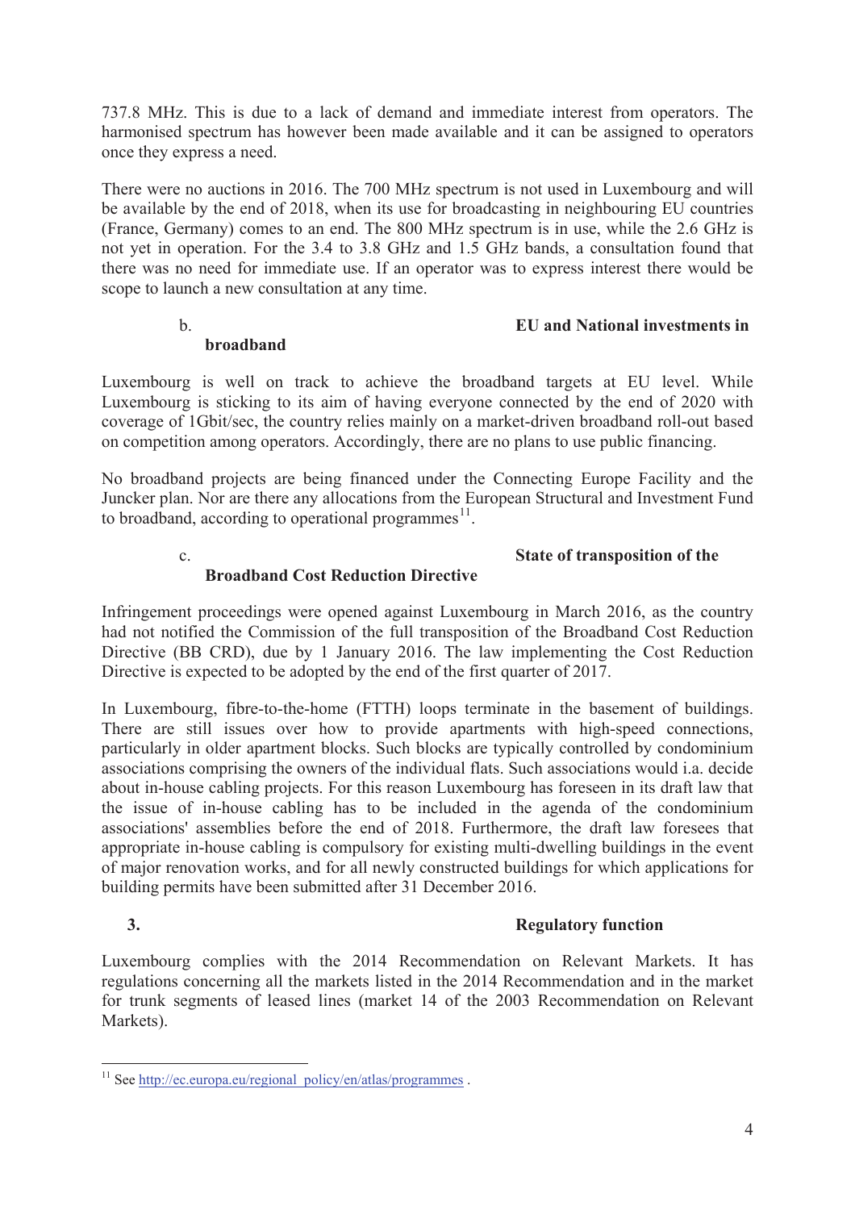737.8 MHz. This is due to a lack of demand and immediate interest from operators. The harmonised spectrum has however been made available and it can be assigned to operators once they express a need.

There were no auctions in 2016. The 700 MHz spectrum is not used in Luxembourg and will be available by the end of 2018, when its use for broadcasting in neighbouring EU countries (France, Germany) comes to an end. The 800 MHz spectrum is in use, while the 2.6 GHz is not yet in operation. For the 3.4 to 3.8 GHz and 1.5 GHz bands, a consultation found that there was no need for immediate use. If an operator was to express interest there would be scope to launch a new consultation at any time.

### b. EU and National investments in broadband

Luxembourg is well on track to achieve the broadband targets at EU level. While Luxembourg is sticking to its aim of having everyone connected by the end of 2020 with coverage of 1Gbit/sec, the country relies mainly on a market-driven broadband roll-out based on competition among operators. Accordingly, there are no plans to use public financing.

No broadband projects are being financed under the Connecting Europe Facility and the Juncker plan. Nor are there any allocations from the European Structural and Investment Fund to broadband, according to operational programmes[11].

### c. State of transposition of the Broadband Cost Reduction Directive

Infringement proceedings were opened against Luxembourg in March 2016, as the country had not notified the Commission of the full transposition of the Broadband Cost Reduction Directive (BB CRD), due by 1 January 2016. The law implementing the Cost Reduction Directive is expected to be adopted by the end of the first quarter of 2017.

In Luxembourg, fibre-to-the-home (FTTH) loops terminate in the basement of buildings. There are still issues over how to provide apartments with high-speed connections, particularly in older apartment blocks. Such blocks are typically controlled by condominium associations comprising the owners of the individual flats. Such associations would i.a. decide about in-house cabling projects. For this reason Luxembourg has foreseen in its draft law that the issue of in-house cabling has to be included in the agenda of the condominium associations' assemblies before the end of 2018. Furthermore, the draft law foresees that appropriate in-house cabling is compulsory for existing multi-dwelling buildings in the event of major renovation works, and for all newly constructed buildings for which applications for building permits have been submitted after 31 December 2016.

## 3. Regulatory function

Luxembourg complies with the 2014 Recommendation on Relevant Markets. It has regulations concerning all the markets listed in the 2014 Recommendation and in the market for trunk segments of leased lines (market 14 of the 2003 Recommendation on Relevant Markets).

---

[11] See http://ec.europa.eu/regional_policy/en/atlas/programmes .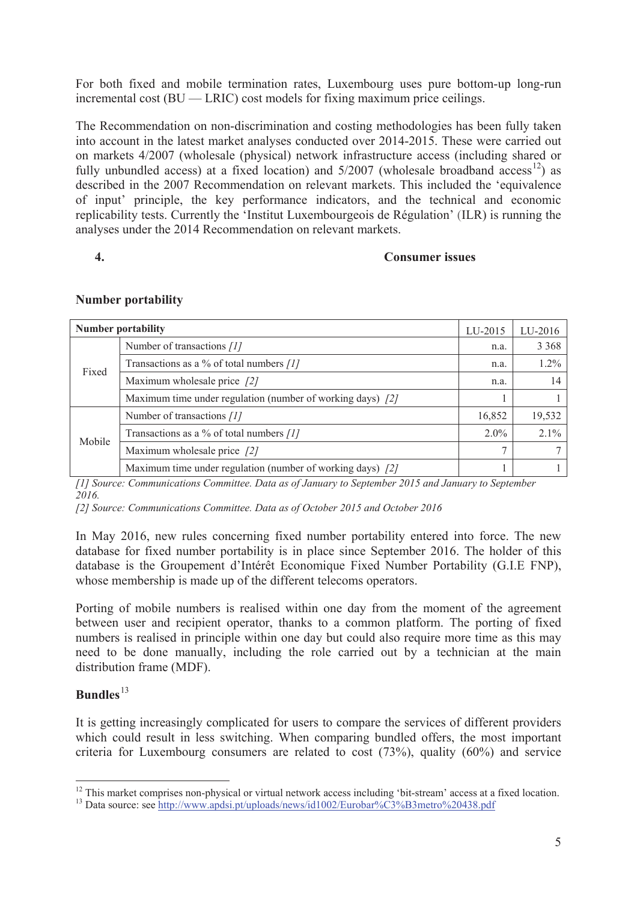For both fixed and mobile termination rates, Luxembourg uses pure bottom-up long-run incremental cost (BU — LRIC) cost models for fixing maximum price ceilings.

The Recommendation on non-discrimination and costing methodologies has been fully taken into account in the latest market analyses conducted over 2014-2015. These were carried out on markets 4/2007 (wholesale (physical) network infrastructure access (including shared or fully unbundled access) at a fixed location) and 5/2007 (wholesale broadband access[12]) as described in the 2007 Recommendation on relevant markets. This included the 'equivalence of input' principle, the key performance indicators, and the technical and economic replicability tests. Currently the 'Institut Luxembourgeois de Régulation' (ILR) is running the analyses under the 2014 Recommendation on relevant markets.

## 4. Consumer issues

### Number portability

| Number portability | | LU-2015 | LU-2016 |
|---|---|---|---|
| Fixed | Number of transactions *[1]* | n.a. | 3 368 |
| | Transactions as a % of total numbers *[1]* | n.a. | 1.2% |
| | Maximum wholesale price *[2]* | n.a. | 14 |
| | Maximum time under regulation (number of working days) *[2]* | 1 | 1 |
| Mobile | Number of transactions *[1]* | 16,852 | 19,532 |
| | Transactions as a % of total numbers *[1]* | 2.0% | 2.1% |
| | Maximum wholesale price *[2]* | 7 | 7 |
| | Maximum time under regulation (number of working days) *[2]* | 1 | 1 |

*[1] Source: Communications Committee. Data as of January to September 2015 and January to September 2016.*

*[2] Source: Communications Committee. Data as of October 2015 and October 2016*

In May 2016, new rules concerning fixed number portability entered into force. The new database for fixed number portability is in place since September 2016. The holder of this database is the Groupement d'Intérêt Economique Fixed Number Portability (G.I.E FNP), whose membership is made up of the different telecoms operators.

Porting of mobile numbers is realised within one day from the moment of the agreement between user and recipient operator, thanks to a common platform. The porting of fixed numbers is realised in principle within one day but could also require more time as this may need to be done manually, including the role carried out by a technician at the main distribution frame (MDF).

### Bundles[13]

It is getting increasingly complicated for users to compare the services of different providers which could result in less switching. When comparing bundled offers, the most important criteria for Luxembourg consumers are related to cost (73%), quality (60%) and service

[12] This market comprises non-physical or virtual network access including 'bit-stream' access at a fixed location.

[13] Data source: see http://www.apdsi.pt/uploads/news/id1002/Eurobar%C3%B3metro%20438.pdf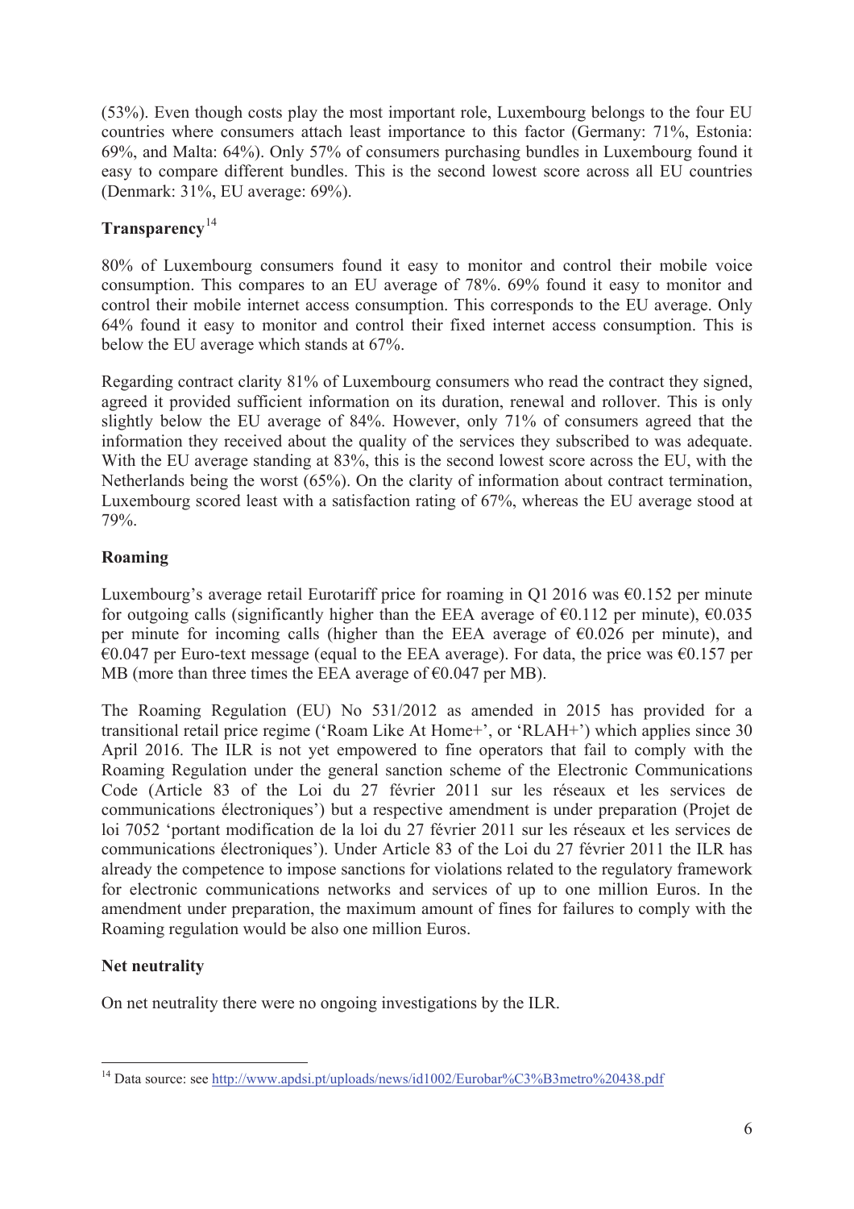(53%). Even though costs play the most important role, Luxembourg belongs to the four EU countries where consumers attach least importance to this factor (Germany: 71%, Estonia: 69%, and Malta: 64%). Only 57% of consumers purchasing bundles in Luxembourg found it easy to compare different bundles. This is the second lowest score across all EU countries (Denmark: 31%, EU average: 69%).

## Transparency[14]

80% of Luxembourg consumers found it easy to monitor and control their mobile voice consumption. This compares to an EU average of 78%. 69% found it easy to monitor and control their mobile internet access consumption. This corresponds to the EU average. Only 64% found it easy to monitor and control their fixed internet access consumption. This is below the EU average which stands at 67%.

Regarding contract clarity 81% of Luxembourg consumers who read the contract they signed, agreed it provided sufficient information on its duration, renewal and rollover. This is only slightly below the EU average of 84%. However, only 71% of consumers agreed that the information they received about the quality of the services they subscribed to was adequate. With the EU average standing at 83%, this is the second lowest score across the EU, with the Netherlands being the worst (65%). On the clarity of information about contract termination, Luxembourg scored least with a satisfaction rating of 67%, whereas the EU average stood at 79%.

## Roaming

Luxembourg's average retail Eurotariff price for roaming in Q1 2016 was €0.152 per minute for outgoing calls (significantly higher than the EEA average of €0.112 per minute), €0.035 per minute for incoming calls (higher than the EEA average of €0.026 per minute), and €0.047 per Euro-text message (equal to the EEA average). For data, the price was €0.157 per MB (more than three times the EEA average of €0.047 per MB).

The Roaming Regulation (EU) No 531/2012 as amended in 2015 has provided for a transitional retail price regime ('Roam Like At Home+', or 'RLAH+') which applies since 30 April 2016. The ILR is not yet empowered to fine operators that fail to comply with the Roaming Regulation under the general sanction scheme of the Electronic Communications Code (Article 83 of the Loi du 27 février 2011 sur les réseaux et les services de communications électroniques') but a respective amendment is under preparation (Projet de loi 7052 'portant modification de la loi du 27 février 2011 sur les réseaux et les services de communications électroniques'). Under Article 83 of the Loi du 27 février 2011 the ILR has already the competence to impose sanctions for violations related to the regulatory framework for electronic communications networks and services of up to one million Euros. In the amendment under preparation, the maximum amount of fines for failures to comply with the Roaming regulation would be also one million Euros.

## Net neutrality

On net neutrality there were no ongoing investigations by the ILR.

---

[14] Data source: see http://www.apdsi.pt/uploads/news/id1002/Eurobar%C3%B3metro%20438.pdf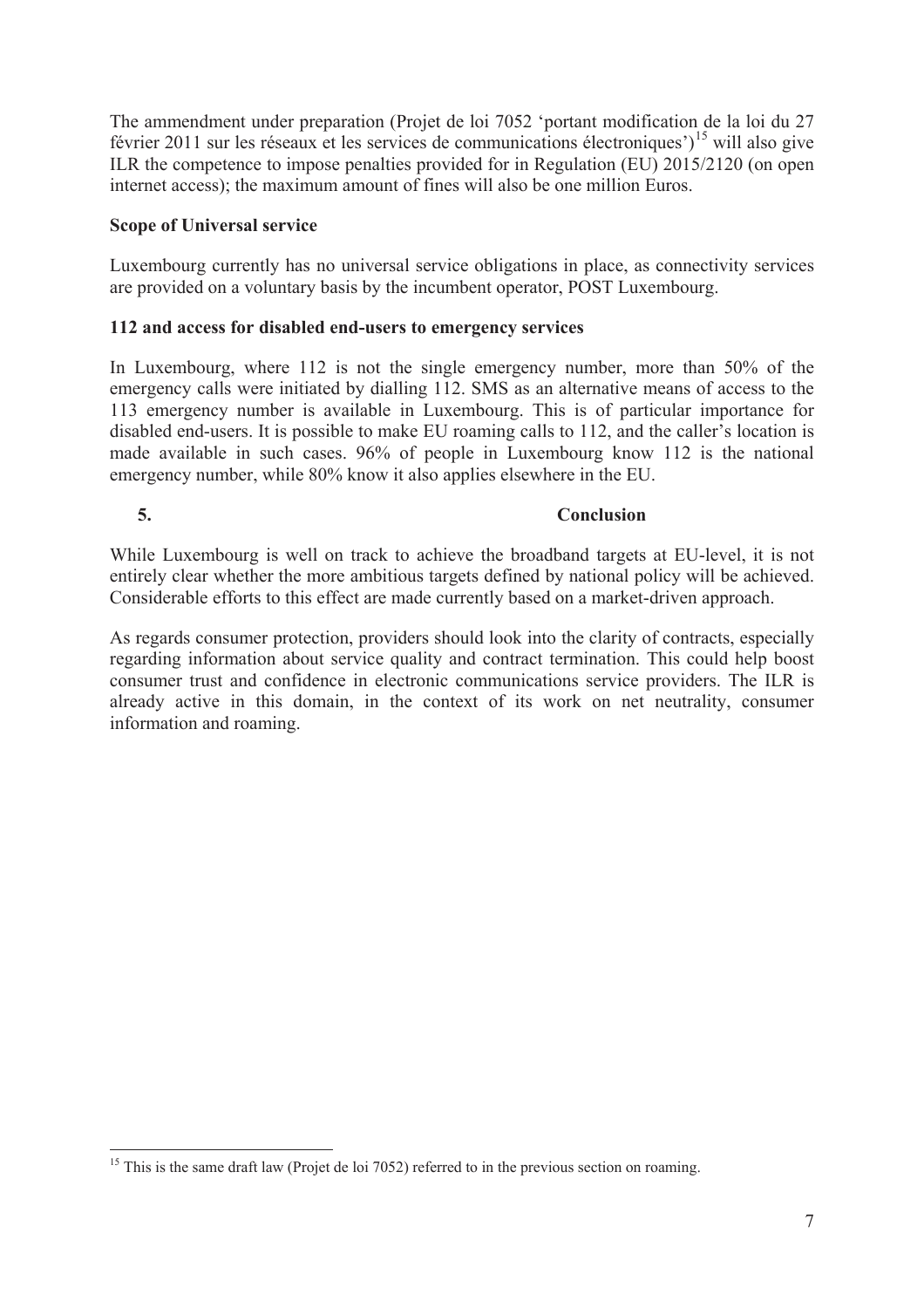The ammendment under preparation (Projet de loi 7052 'portant modification de la loi du 27 février 2011 sur les réseaux et les services de communications électroniques')[15] will also give ILR the competence to impose penalties provided for in Regulation (EU) 2015/2120 (on open internet access); the maximum amount of fines will also be one million Euros.

**Scope of Universal service**

Luxembourg currently has no universal service obligations in place, as connectivity services are provided on a voluntary basis by the incumbent operator, POST Luxembourg.

**112 and access for disabled end-users to emergency services**

In Luxembourg, where 112 is not the single emergency number, more than 50% of the emergency calls were initiated by dialling 112. SMS as an alternative means of access to the 113 emergency number is available in Luxembourg. This is of particular importance for disabled end-users. It is possible to make EU roaming calls to 112, and the caller's location is made available in such cases. 96% of people in Luxembourg know 112 is the national emergency number, while 80% know it also applies elsewhere in the EU.

## 5. Conclusion

While Luxembourg is well on track to achieve the broadband targets at EU-level, it is not entirely clear whether the more ambitious targets defined by national policy will be achieved. Considerable efforts to this effect are made currently based on a market-driven approach.

As regards consumer protection, providers should look into the clarity of contracts, especially regarding information about service quality and contract termination. This could help boost consumer trust and confidence in electronic communications service providers. The ILR is already active in this domain, in the context of its work on net neutrality, consumer information and roaming.

[15] This is the same draft law (Projet de loi 7052) referred to in the previous section on roaming.